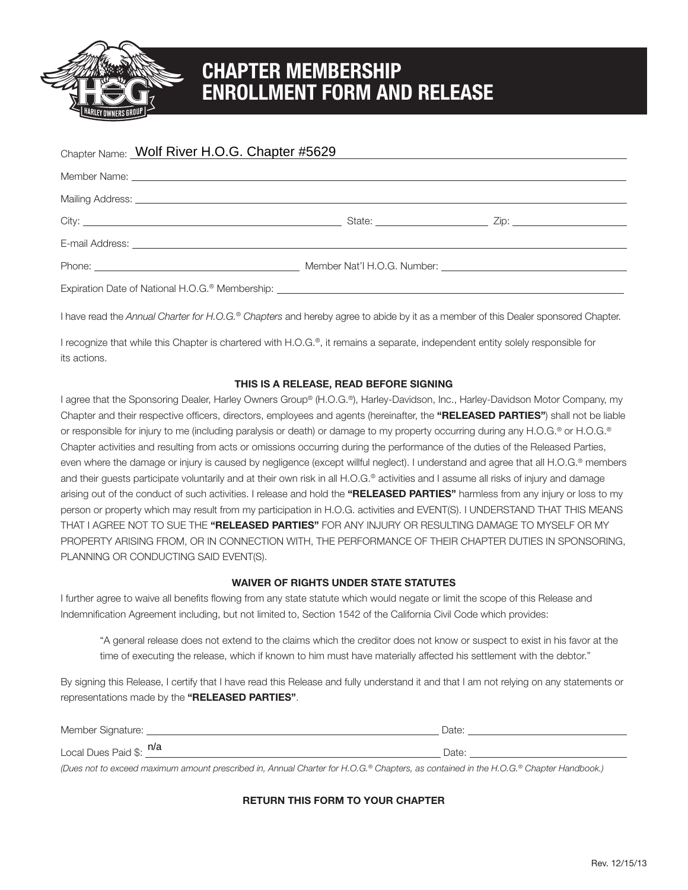# CHAPTER MEMBERSHIP ENROLLMENT FORM AND RELEASE

Chapter Name: Wolf River H.O.G. Chapter #5629

Member Name: ______________________________

Mailing Address: ______________________________

City: ____________________ State: __________ Zip: __________

E-mail Address: ______________________________

Phone: ____________________ Member Nat'l H.O.G. Number: ____________________

Expiration Date of National H.O.G.® Membership: ______________________________

I have read the *Annual Charter for H.O.G.® Chapters* and hereby agree to abide by it as a member of this Dealer sponsored Chapter.

I recognize that while this Chapter is chartered with H.O.G.®, it remains a separate, independent entity solely responsible for its actions.

**THIS IS A RELEASE, READ BEFORE SIGNING**

I agree that the Sponsoring Dealer, Harley Owners Group® (H.O.G.®), Harley-Davidson, Inc., Harley-Davidson Motor Company, my Chapter and their respective officers, directors, employees and agents (hereinafter, the **"RELEASED PARTIES"**) shall not be liable or responsible for injury to me (including paralysis or death) or damage to my property occurring during any H.O.G.® or H.O.G.® Chapter activities and resulting from acts or omissions occurring during the performance of the duties of the Released Parties, even where the damage or injury is caused by negligence (except willful neglect). I understand and agree that all H.O.G.® members and their guests participate voluntarily and at their own risk in all H.O.G.® activities and I assume all risks of injury and damage arising out of the conduct of such activities. I release and hold the **"RELEASED PARTIES"** harmless from any injury or loss to my person or property which may result from my participation in H.O.G. activities and EVENT(S). I UNDERSTAND THAT THIS MEANS THAT I AGREE NOT TO SUE THE **"RELEASED PARTIES"** FOR ANY INJURY OR RESULTING DAMAGE TO MYSELF OR MY PROPERTY ARISING FROM, OR IN CONNECTION WITH, THE PERFORMANCE OF THEIR CHAPTER DUTIES IN SPONSORING, PLANNING OR CONDUCTING SAID EVENT(S).

**WAIVER OF RIGHTS UNDER STATE STATUTES**

I further agree to waive all benefits flowing from any state statute which would negate or limit the scope of this Release and Indemnification Agreement including, but not limited to, Section 1542 of the California Civil Code which provides:

> "A general release does not extend to the claims which the creditor does not know or suspect to exist in his favor at the time of executing the release, which if known to him must have materially affected his settlement with the debtor."

By signing this Release, I certify that I have read this Release and fully understand it and that I am not relying on any statements or representations made by the **"RELEASED PARTIES"**.

Member Signature: ______________________________ Date: ____________________

Local Dues Paid $: n/a ______________________________ Date: ____________________

*(Dues not to exceed maximum amount prescribed in, Annual Charter for H.O.G.® Chapters, as contained in the H.O.G.® Chapter Handbook.)*

**RETURN THIS FORM TO YOUR CHAPTER**

Rev. 12/15/13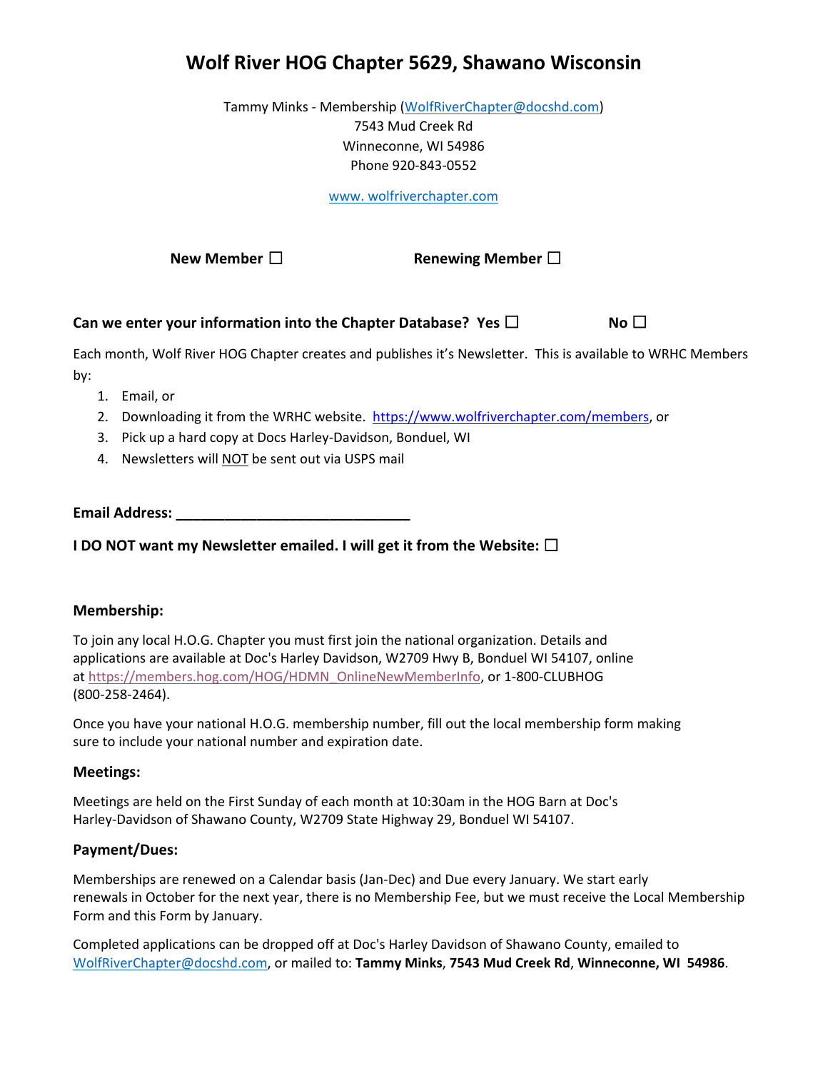# Wolf River HOG Chapter 5629, Shawano Wisconsin

Tammy Minks - Membership (WolfRiverChapter@docshd.com)
7543 Mud Creek Rd
Winneconne, WI 54986
Phone 920-843-0552

www. wolfriverchapter.com

**New Member ☐** **Renewing Member ☐**

**Can we enter your information into the Chapter Database? Yes ☐ No ☐**

Each month, Wolf River HOG Chapter creates and publishes it's Newsletter. This is available to WRHC Members by:

1. Email, or
2. Downloading it from the WRHC website. https://www.wolfriverchapter.com/members, or
3. Pick up a hard copy at Docs Harley-Davidson, Bonduel, WI
4. Newsletters will NOT be sent out via USPS mail

**Email Address: ______________________________**

**I DO NOT want my Newsletter emailed. I will get it from the Website: ☐**

### Membership:

To join any local H.O.G. Chapter you must first join the national organization. Details and applications are available at Doc's Harley Davidson, W2709 Hwy B, Bonduel WI 54107, online at https://members.hog.com/HOG/HDMN_OnlineNewMemberInfo, or 1-800-CLUBHOG (800-258-2464).

Once you have your national H.O.G. membership number, fill out the local membership form making sure to include your national number and expiration date.

### Meetings:

Meetings are held on the First Sunday of each month at 10:30am in the HOG Barn at Doc's Harley-Davidson of Shawano County, W2709 State Highway 29, Bonduel WI 54107.

### Payment/Dues:

Memberships are renewed on a Calendar basis (Jan-Dec) and Due every January. We start early renewals in October for the next year, there is no Membership Fee, but we must receive the Local Membership Form and this Form by January.

Completed applications can be dropped off at Doc's Harley Davidson of Shawano County, emailed to WolfRiverChapter@docshd.com, or mailed to: **Tammy Minks**, **7543 Mud Creek Rd**, **Winneconne, WI 54986**.